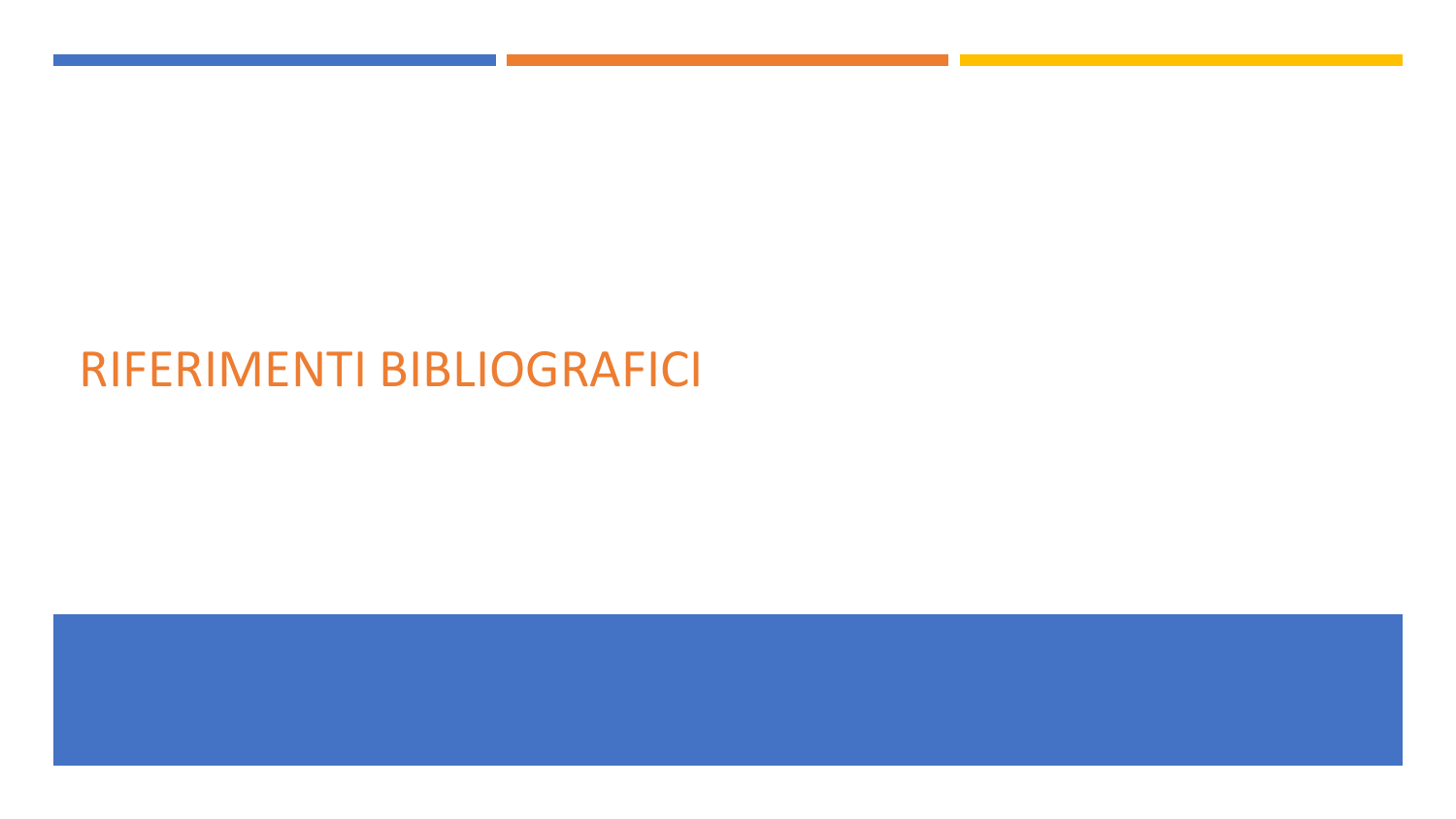# RIFERIMENTI BIBLIOGRAFICI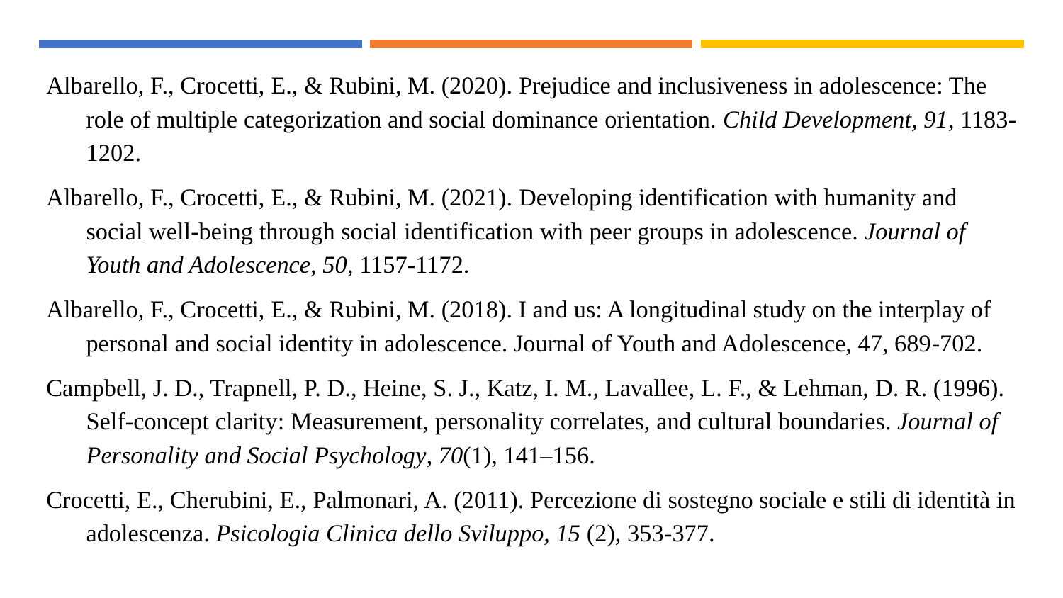Albarello, F., Crocetti, E., & Rubini, M. (2020). Prejudice and inclusiveness in adolescence: The role of multiple categorization and social dominance orientation. *Child Development*, *91*, 1183-1202.

Albarello, F., Crocetti, E., & Rubini, M. (2021). Developing identification with humanity and social well-being through social identification with peer groups in adolescence. *Journal of Youth and Adolescence*, *50*, 1157-1172.

Albarello, F., Crocetti, E., & Rubini, M. (2018). I and us: A longitudinal study on the interplay of personal and social identity in adolescence. Journal of Youth and Adolescence, 47, 689-702.

Campbell, J. D., Trapnell, P. D., Heine, S. J., Katz, I. M., Lavallee, L. F., & Lehman, D. R. (1996). Self-concept clarity: Measurement, personality correlates, and cultural boundaries. *Journal of Personality and Social Psychology*, *70*(1), 141–156.

Crocetti, E., Cherubini, E., Palmonari, A. (2011). Percezione di sostegno sociale e stili di identità in adolescenza. *Psicologia Clinica dello Sviluppo*, *15* (2), 353-377.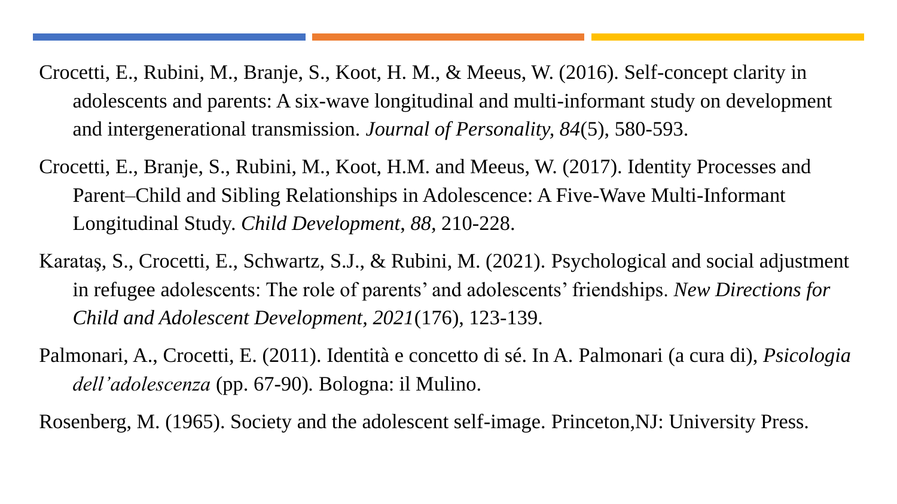Crocetti, E., Rubini, M., Branje, S., Koot, H. M., & Meeus, W. (2016). Self-concept clarity in adolescents and parents: A six-wave longitudinal and multi-informant study on development and intergenerational transmission. *Journal of Personality, 84*(5), 580-593.

Crocetti, E., Branje, S., Rubini, M., Koot, H.M. and Meeus, W. (2017). Identity Processes and Parent–Child and Sibling Relationships in Adolescence: A Five-Wave Multi-Informant Longitudinal Study. *Child Development*, *88,* 210-228.

Karataş, S., Crocetti, E., Schwartz, S.J., & Rubini, M. (2021). Psychological and social adjustment in refugee adolescents: The role of parents' and adolescents' friendships. *New Directions for Child and Adolescent Development, 2021*(176), 123-139.

Palmonari, A., Crocetti, E. (2011). Identità e concetto di sé. In A. Palmonari (a cura di), *Psicologia dell'adolescenza* (pp. 67-90). Bologna: il Mulino.

Rosenberg, M. (1965). Society and the adolescent self-image. Princeton,NJ: University Press.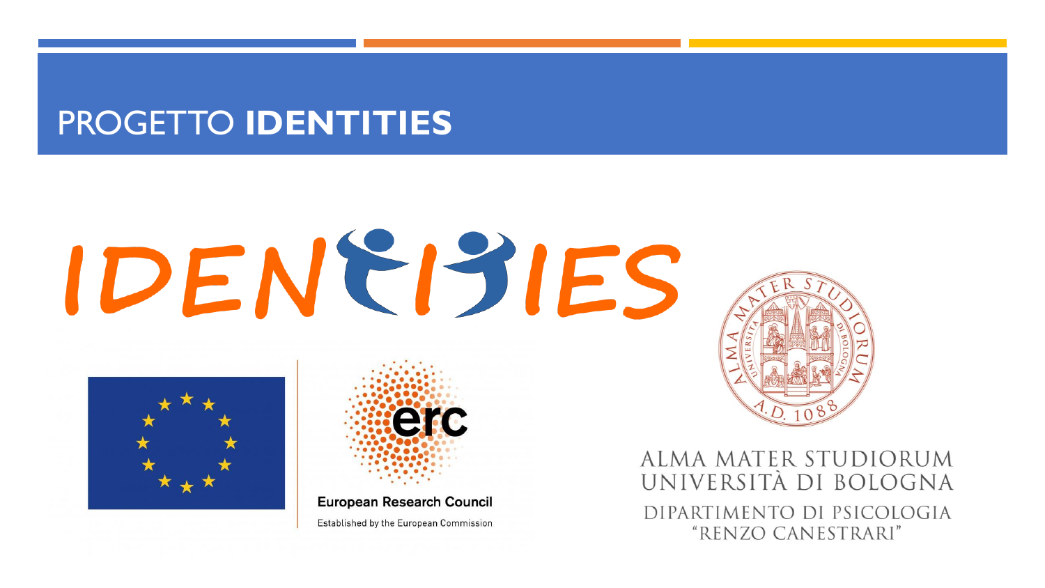# PROGETTO **IDENTITIES**

IDENTITIES

European Research Council

Established by the European Commission

ALMA MATER STUDIORUM
UNIVERSITÀ DI BOLOGNA

DIPARTIMENTO DI PSICOLOGIA
"RENZO CANESTRARI"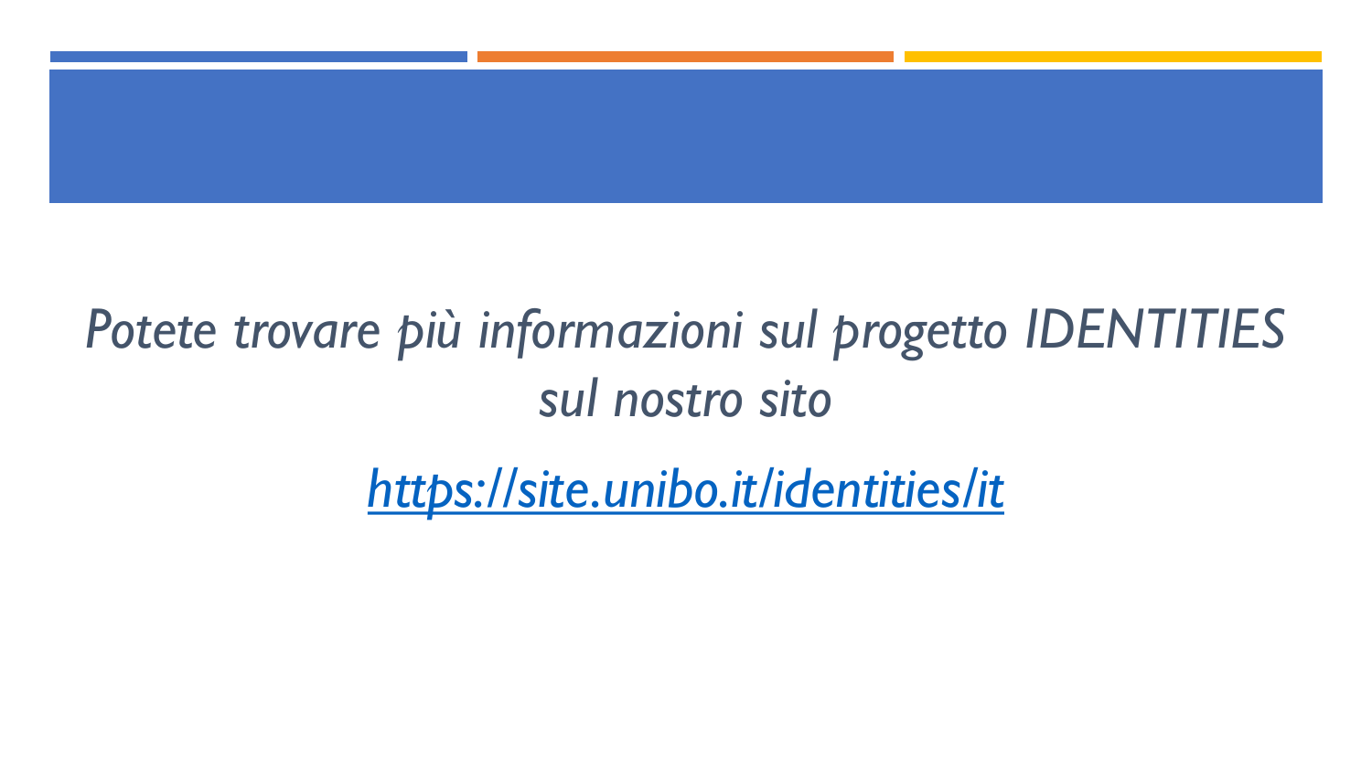*Potete trovare più informazioni sul progetto IDENTITIES sul nostro sito*

[*https://site.unibo.it/identities/it*](https://site.unibo.it/identities/it)